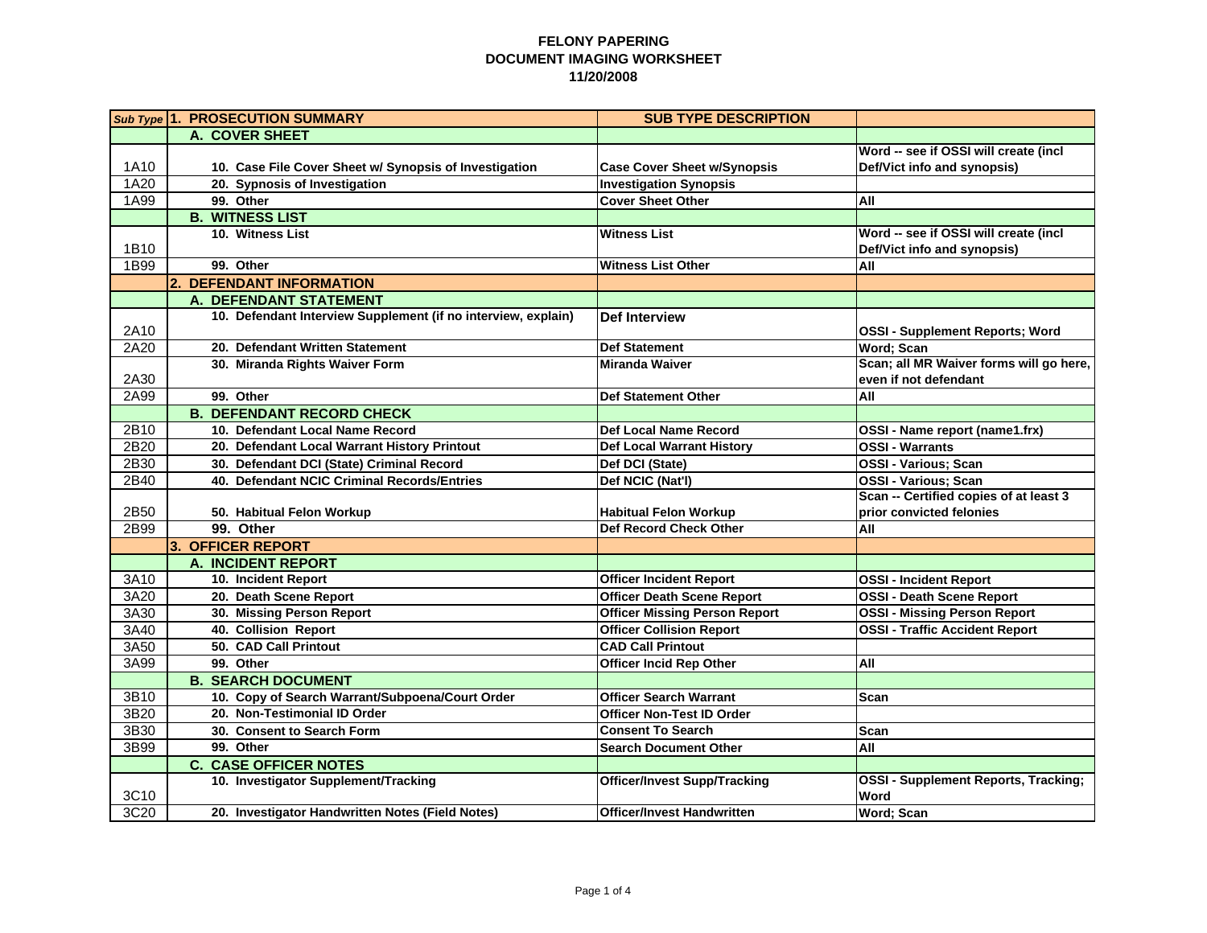# FELONY PAPERING
## DOCUMENT IMAGING WORKSHEET
### 11/20/2008

| *Sub Type* | 1. PROSECUTION SUMMARY | SUB TYPE DESCRIPTION | |
|---|---|---|---|
| | A. COVER SHEET | | |
| 1A10 | 10. Case File Cover Sheet w/ Synopsis of Investigation | Case Cover Sheet w/Synopsis | Word -- see if OSSI will create (incl Def/Vict info and synopsis) |
| 1A20 | 20. Sypnosis of Investigation | Investigation Synopsis | |
| 1A99 | 99. Other | Cover Sheet Other | All |
| | B. WITNESS LIST | | |
| 1B10 | 10. Witness List | Witness List | Word -- see if OSSI will create (incl Def/Vict info and synopsis) |
| 1B99 | 99. Other | Witness List Other | All |
| | 2. DEFENDANT INFORMATION | | |
| | A. DEFENDANT STATEMENT | | |
| 2A10 | 10. Defendant Interview Supplement (if no interview, explain) | Def Interview | OSSI - Supplement Reports; Word |
| 2A20 | 20. Defendant Written Statement | Def Statement | Word; Scan |
| 2A30 | 30. Miranda Rights Waiver Form | Miranda Waiver | Scan; all MR Waiver forms will go here, even if not defendant |
| 2A99 | 99. Other | Def Statement Other | All |
| | B. DEFENDANT RECORD CHECK | | |
| 2B10 | 10. Defendant Local Name Record | Def Local Name Record | OSSI - Name report (name1.frx) |
| 2B20 | 20. Defendant Local Warrant History Printout | Def Local Warrant History | OSSI - Warrants |
| 2B30 | 30. Defendant DCI (State) Criminal Record | Def DCI (State) | OSSI - Various; Scan |
| 2B40 | 40. Defendant NCIC Criminal Records/Entries | Def NCIC (Nat'l) | OSSI - Various; Scan |
| 2B50 | 50. Habitual Felon Workup | Habitual Felon Workup | Scan -- Certified copies of at least 3 prior convicted felonies |
| 2B99 | 99. Other | Def Record Check Other | All |
| | 3. OFFICER REPORT | | |
| | A. INCIDENT REPORT | | |
| 3A10 | 10. Incident Report | Officer Incident Report | OSSI - Incident Report |
| 3A20 | 20. Death Scene Report | Officer Death Scene Report | OSSI - Death Scene Report |
| 3A30 | 30. Missing Person Report | Officer Missing Person Report | OSSI - Missing Person Report |
| 3A40 | 40. Collision Report | Officer Collision Report | OSSI - Traffic Accident Report |
| 3A50 | 50. CAD Call Printout | CAD Call Printout | |
| 3A99 | 99. Other | Officer Incid Rep Other | All |
| | B. SEARCH DOCUMENT | | |
| 3B10 | 10. Copy of Search Warrant/Subpoena/Court Order | Officer Search Warrant | Scan |
| 3B20 | 20. Non-Testimonial ID Order | Officer Non-Test ID Order | |
| 3B30 | 30. Consent to Search Form | Consent To Search | Scan |
| 3B99 | 99. Other | Search Document Other | All |
| | C. CASE OFFICER NOTES | | |
| 3C10 | 10. Investigator Supplement/Tracking | Officer/Invest Supp/Tracking | OSSI - Supplement Reports, Tracking; Word |
| 3C20 | 20. Investigator Handwritten Notes (Field Notes) | Officer/Invest Handwritten | Word; Scan |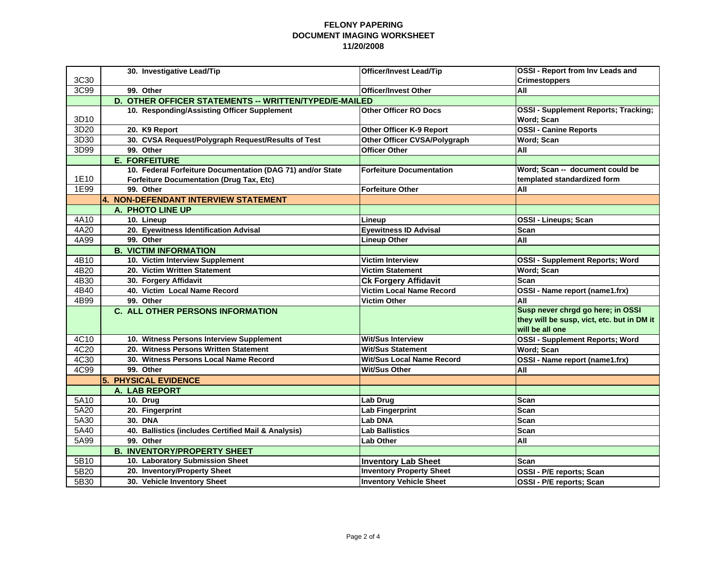# FELONY PAPERING
## DOCUMENT IMAGING WORKSHEET
## 11/20/2008

| | | | |
|---|---|---|---|
| 3C30 | 30. Investigative Lead/Tip | Officer/Invest Lead/Tip | OSSI - Report from Inv Leads and Crimestoppers |
| 3C99 | 99. Other | Officer/Invest Other | All |
| | **D. OTHER OFFICER STATEMENTS -- WRITTEN/TYPED/E-MAILED** | | |
| 3D10 | 10. Responding/Assisting Officer Supplement | Other Officer RO Docs | OSSI - Supplement Reports; Tracking; Word; Scan |
| 3D20 | 20. K9 Report | Other Officer K-9 Report | OSSI - Canine Reports |
| 3D30 | 30. CVSA Request/Polygraph Request/Results of Test | Other Officer CVSA/Polygraph | Word; Scan |
| 3D99 | 99. Other | Officer Other | All |
| | **E. FORFEITURE** | | |
| 1E10 | 10. Federal Forfeiture Documentation (DAG 71) and/or State Forfeiture Documentation (Drug Tax, Etc) | Forfeiture Documentation | Word; Scan -- document could be templated standardized form |
| 1E99 | 99. Other | Forfeiture Other | All |
| | **4. NON-DEFENDANT INTERVIEW STATEMENT** | | |
| | **A. PHOTO LINE UP** | | |
| 4A10 | 10. Lineup | Lineup | OSSI - Lineups; Scan |
| 4A20 | 20. Eyewitness Identification Advisal | Eyewitness ID Advisal | Scan |
| 4A99 | 99. Other | Lineup Other | All |
| | **B. VICTIM INFORMATION** | | |
| 4B10 | 10. Victim Interview Supplement | Victim Interview | OSSI - Supplement Reports; Word |
| 4B20 | 20. Victim Written Statement | Victim Statement | Word; Scan |
| 4B30 | 30. Forgery Affidavit | Ck Forgery Affidavit | Scan |
| 4B40 | 40. Victim Local Name Record | Victim Local Name Record | OSSI - Name report (name1.frx) |
| 4B99 | 99. Other | Victim Other | All |
| | **C. ALL OTHER PERSONS INFORMATION** | | Susp never chrgd go here; in OSSI they will be susp, vict, etc. but in DM it will be all one |
| 4C10 | 10. Witness Persons Interview Supplement | Wit/Sus Interview | OSSI - Supplement Reports; Word |
| 4C20 | 20. Witness Persons Written Statement | Wit/Sus Statement | Word; Scan |
| 4C30 | 30. Witness Persons Local Name Record | Wit/Sus Local Name Record | OSSI - Name report (name1.frx) |
| 4C99 | 99. Other | Wit/Sus Other | All |
| | **5. PHYSICAL EVIDENCE** | | |
| | **A. LAB REPORT** | | |
| 5A10 | 10. Drug | Lab Drug | Scan |
| 5A20 | 20. Fingerprint | Lab Fingerprint | Scan |
| 5A30 | 30. DNA | Lab DNA | Scan |
| 5A40 | 40. Ballistics (includes Certified Mail & Analysis) | Lab Ballistics | Scan |
| 5A99 | 99. Other | Lab Other | All |
| | **B. INVENTORY/PROPERTY SHEET** | | |
| 5B10 | 10. Laboratory Submission Sheet | Inventory Lab Sheet | Scan |
| 5B20 | 20. Inventory/Property Sheet | Inventory Property Sheet | OSSI - P/E reports; Scan |
| 5B30 | 30. Vehicle Inventory Sheet | Inventory Vehicle Sheet | OSSI - P/E reports; Scan |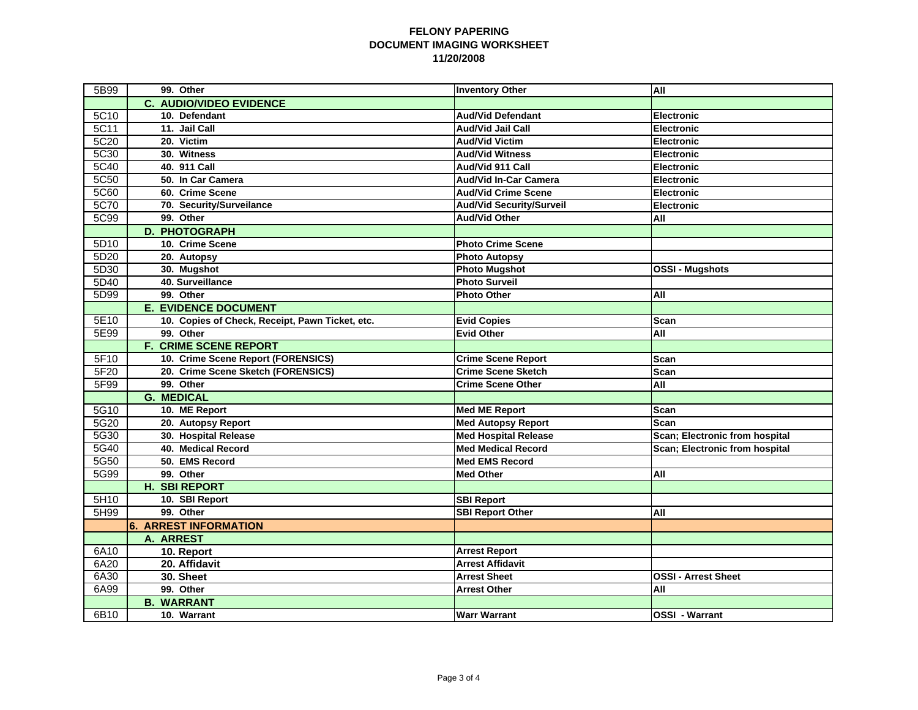**FELONY PAPERING**
**DOCUMENT IMAGING WORKSHEET**
**11/20/2008**

| | | | |
|---|---|---|---|
| 5B99 | 99. Other | Inventory Other | All |
| | C. AUDIO/VIDEO EVIDENCE | | |
| 5C10 | 10. Defendant | Aud/Vid Defendant | Electronic |
| 5C11 | 11. Jail Call | Aud/Vid Jail Call | Electronic |
| 5C20 | 20. Victim | Aud/Vid Victim | Electronic |
| 5C30 | 30. Witness | Aud/Vid Witness | Electronic |
| 5C40 | 40. 911 Call | Aud/Vid 911 Call | Electronic |
| 5C50 | 50. In Car Camera | Aud/Vid In-Car Camera | Electronic |
| 5C60 | 60. Crime Scene | Aud/Vid Crime Scene | Electronic |
| 5C70 | 70. Security/Surveilance | Aud/Vid Security/Surveil | Electronic |
| 5C99 | 99. Other | Aud/Vid Other | All |
| | D. PHOTOGRAPH | | |
| 5D10 | 10. Crime Scene | Photo Crime Scene | |
| 5D20 | 20. Autopsy | Photo Autopsy | |
| 5D30 | 30. Mugshot | Photo Mugshot | OSSI - Mugshots |
| 5D40 | 40. Surveillance | Photo Surveil | |
| 5D99 | 99. Other | Photo Other | All |
| | E. EVIDENCE DOCUMENT | | |
| 5E10 | 10. Copies of Check, Receipt, Pawn Ticket, etc. | Evid Copies | Scan |
| 5E99 | 99. Other | Evid Other | All |
| | F. CRIME SCENE REPORT | | |
| 5F10 | 10. Crime Scene Report (FORENSICS) | Crime Scene Report | Scan |
| 5F20 | 20. Crime Scene Sketch (FORENSICS) | Crime Scene Sketch | Scan |
| 5F99 | 99. Other | Crime Scene Other | All |
| | G. MEDICAL | | |
| 5G10 | 10. ME Report | Med ME Report | Scan |
| 5G20 | 20. Autopsy Report | Med Autopsy Report | Scan |
| 5G30 | 30. Hospital Release | Med Hospital Release | Scan; Electronic from hospital |
| 5G40 | 40. Medical Record | Med Medical Record | Scan; Electronic from hospital |
| 5G50 | 50. EMS Record | Med EMS Record | |
| 5G99 | 99. Other | Med Other | All |
| | H. SBI REPORT | | |
| 5H10 | 10. SBI Report | SBI Report | |
| 5H99 | 99. Other | SBI Report Other | All |
| | 6. ARREST INFORMATION | | |
| | A. ARREST | | |
| 6A10 | 10. Report | Arrest Report | |
| 6A20 | 20. Affidavit | Arrest Affidavit | |
| 6A30 | 30. Sheet | Arrest Sheet | OSSI - Arrest Sheet |
| 6A99 | 99. Other | Arrest Other | All |
| | B. WARRANT | | |
| 6B10 | 10. Warrant | Warr Warrant | OSSI - Warrant |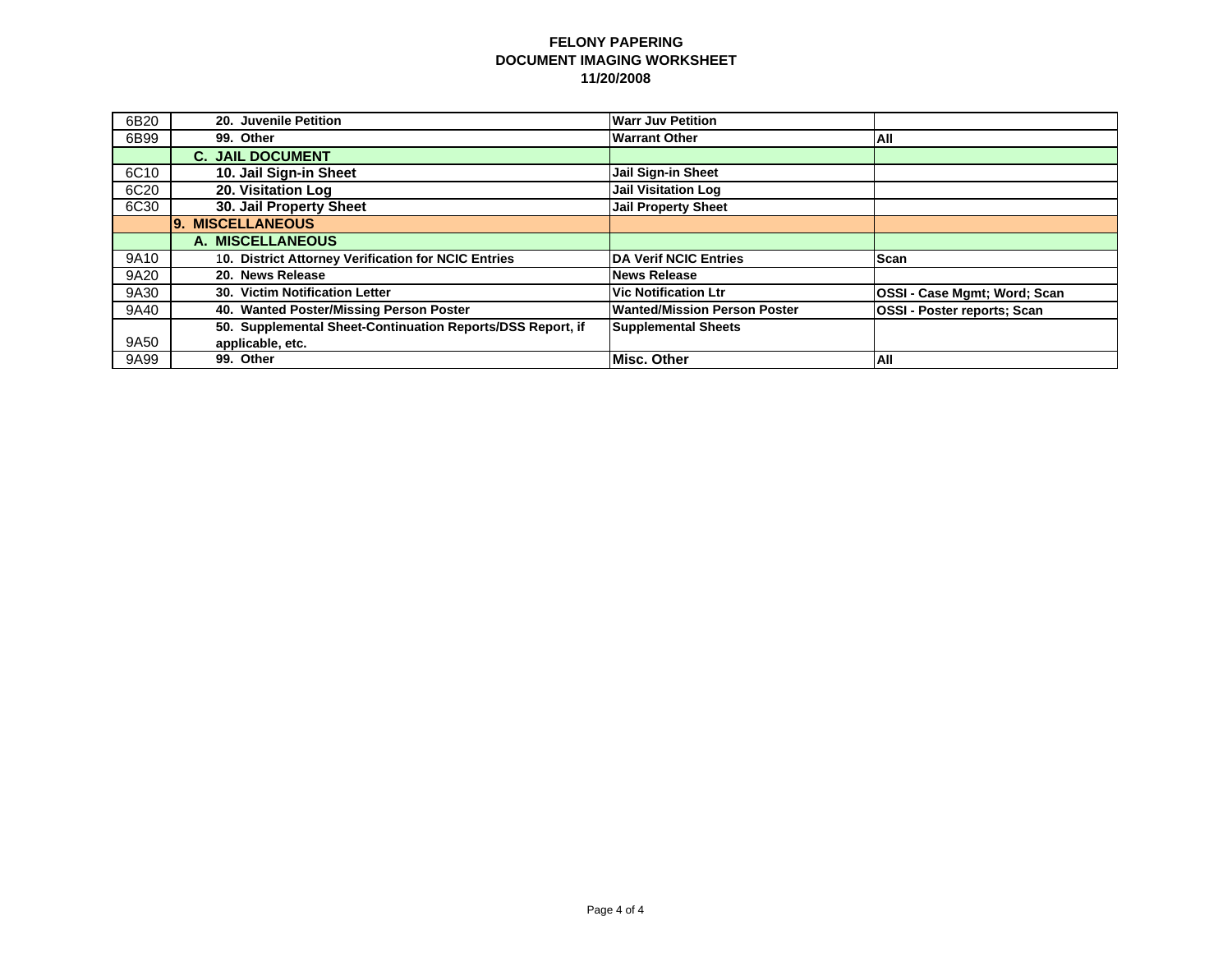# FELONY PAPERING
## DOCUMENT IMAGING WORKSHEET
### 11/20/2008

| | | | |
|---|---|---|---|
| 6B20 | **20. Juvenile Petition** | **Warr Juv Petition** | |
| 6B99 | **99. Other** | **Warrant Other** | **All** |
| | **C. JAIL DOCUMENT** | | |
| 6C10 | **10. Jail Sign-in Sheet** | **Jail Sign-in Sheet** | |
| 6C20 | **20. Visitation Log** | **Jail Visitation Log** | |
| 6C30 | **30. Jail Property Sheet** | **Jail Property Sheet** | |
| | **9. MISCELLANEOUS** | | |
| | **A. MISCELLANEOUS** | | |
| 9A10 | **10. District Attorney Verification for NCIC Entries** | **DA Verif NCIC Entries** | **Scan** |
| 9A20 | **20. News Release** | **News Release** | |
| 9A30 | **30. Victim Notification Letter** | **Vic Notification Ltr** | **OSSI - Case Mgmt; Word; Scan** |
| 9A40 | **40. Wanted Poster/Missing Person Poster** | **Wanted/Mission Person Poster** | **OSSI - Poster reports; Scan** |
| 9A50 | **50. Supplemental Sheet-Continuation Reports/DSS Report, if applicable, etc.** | **Supplemental Sheets** | |
| 9A99 | **99. Other** | **Misc. Other** | **All** |